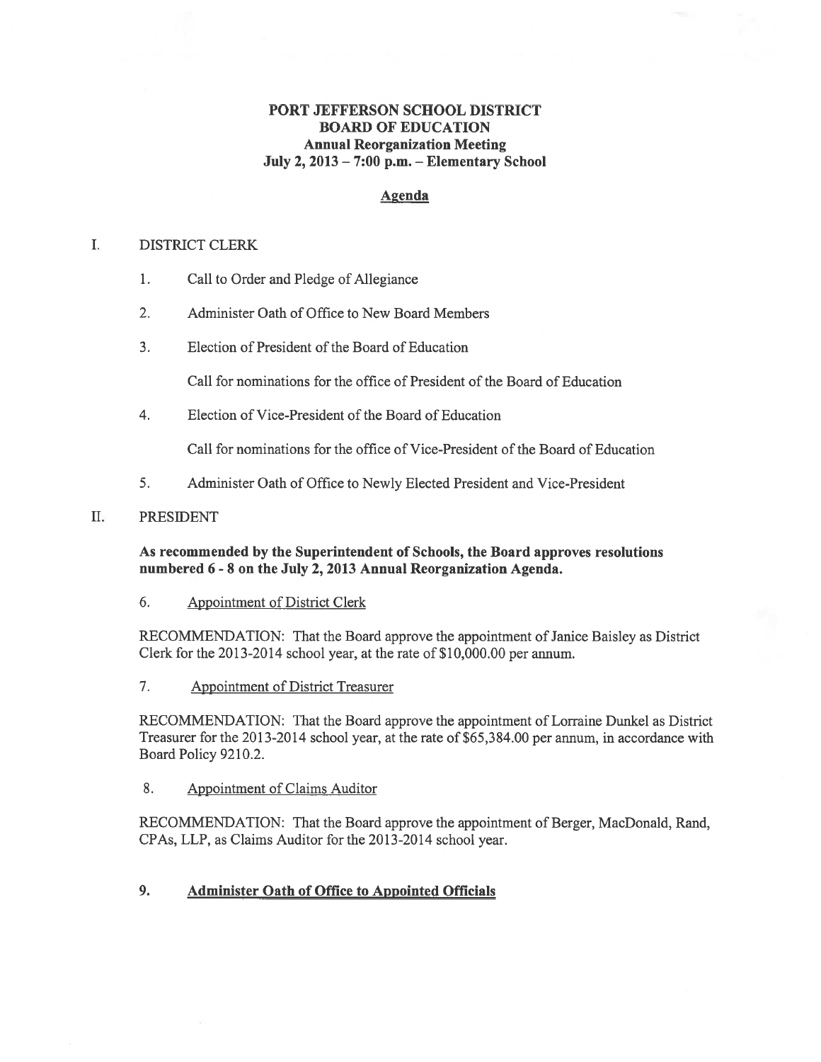# PORT JEFFERSON SCHOOL DISTRICT
## BOARD OF EDUCATION
### Annual Reorganization Meeting
### July 2, 2013 – 7:00 p.m. – Elementary School

**Agenda**

I. DISTRICT CLERK

1. Call to Order and Pledge of Allegiance

2. Administer Oath of Office to New Board Members

3. Election of President of the Board of Education

   Call for nominations for the office of President of the Board of Education

4. Election of Vice-President of the Board of Education

   Call for nominations for the office of Vice-President of the Board of Education

5. Administer Oath of Office to Newly Elected President and Vice-President

II. PRESIDENT

**As recommended by the Superintendent of Schools, the Board approves resolutions numbered 6 - 8 on the July 2, 2013 Annual Reorganization Agenda.**

6. Appointment of District Clerk

RECOMMENDATION: That the Board approve the appointment of Janice Baisley as District Clerk for the 2013-2014 school year, at the rate of $10,000.00 per annum.

7. Appointment of District Treasurer

RECOMMENDATION: That the Board approve the appointment of Lorraine Dunkel as District Treasurer for the 2013-2014 school year, at the rate of $65,384.00 per annum, in accordance with Board Policy 9210.2.

8. Appointment of Claims Auditor

RECOMMENDATION: That the Board approve the appointment of Berger, MacDonald, Rand, CPAs, LLP, as Claims Auditor for the 2013-2014 school year.

9. **Administer Oath of Office to Appointed Officials**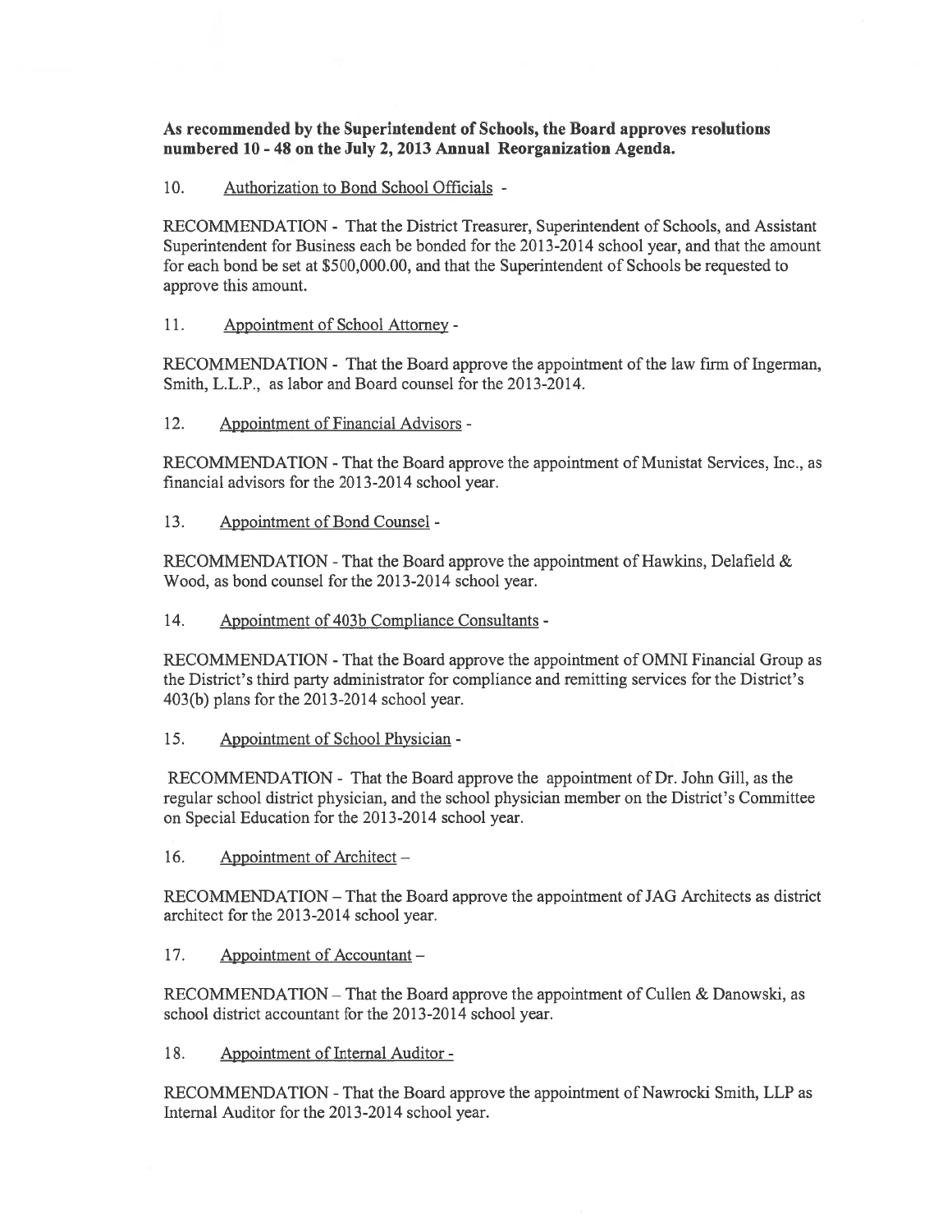**As recommended by the Superintendent of Schools, the Board approves resolutions numbered 10 - 48 on the July 2, 2013 Annual Reorganization Agenda.**

10. Authorization to Bond School Officials -

RECOMMENDATION - That the District Treasurer, Superintendent of Schools, and Assistant Superintendent for Business each be bonded for the 2013-2014 school year, and that the amount for each bond be set at $500,000.00, and that the Superintendent of Schools be requested to approve this amount.

11. Appointment of School Attorney -

RECOMMENDATION - That the Board approve the appointment of the law firm of Ingerman, Smith, L.L.P., as labor and Board counsel for the 2013-2014.

12. Appointment of Financial Advisors -

RECOMMENDATION - That the Board approve the appointment of Munistat Services, Inc., as financial advisors for the 2013-2014 school year.

13. Appointment of Bond Counsel -

RECOMMENDATION - That the Board approve the appointment of Hawkins, Delafield & Wood, as bond counsel for the 2013-2014 school year.

14. Appointment of 403b Compliance Consultants -

RECOMMENDATION - That the Board approve the appointment of OMNI Financial Group as the District's third party administrator for compliance and remitting services for the District's 403(b) plans for the 2013-2014 school year.

15. Appointment of School Physician -

RECOMMENDATION - That the Board approve the appointment of Dr. John Gill, as the regular school district physician, and the school physician member on the District's Committee on Special Education for the 2013-2014 school year.

16. Appointment of Architect –

RECOMMENDATION – That the Board approve the appointment of JAG Architects as district architect for the 2013-2014 school year.

17. Appointment of Accountant –

RECOMMENDATION – That the Board approve the appointment of Cullen & Danowski, as school district accountant for the 2013-2014 school year.

18. Appointment of Internal Auditor -

RECOMMENDATION - That the Board approve the appointment of Nawrocki Smith, LLP as Internal Auditor for the 2013-2014 school year.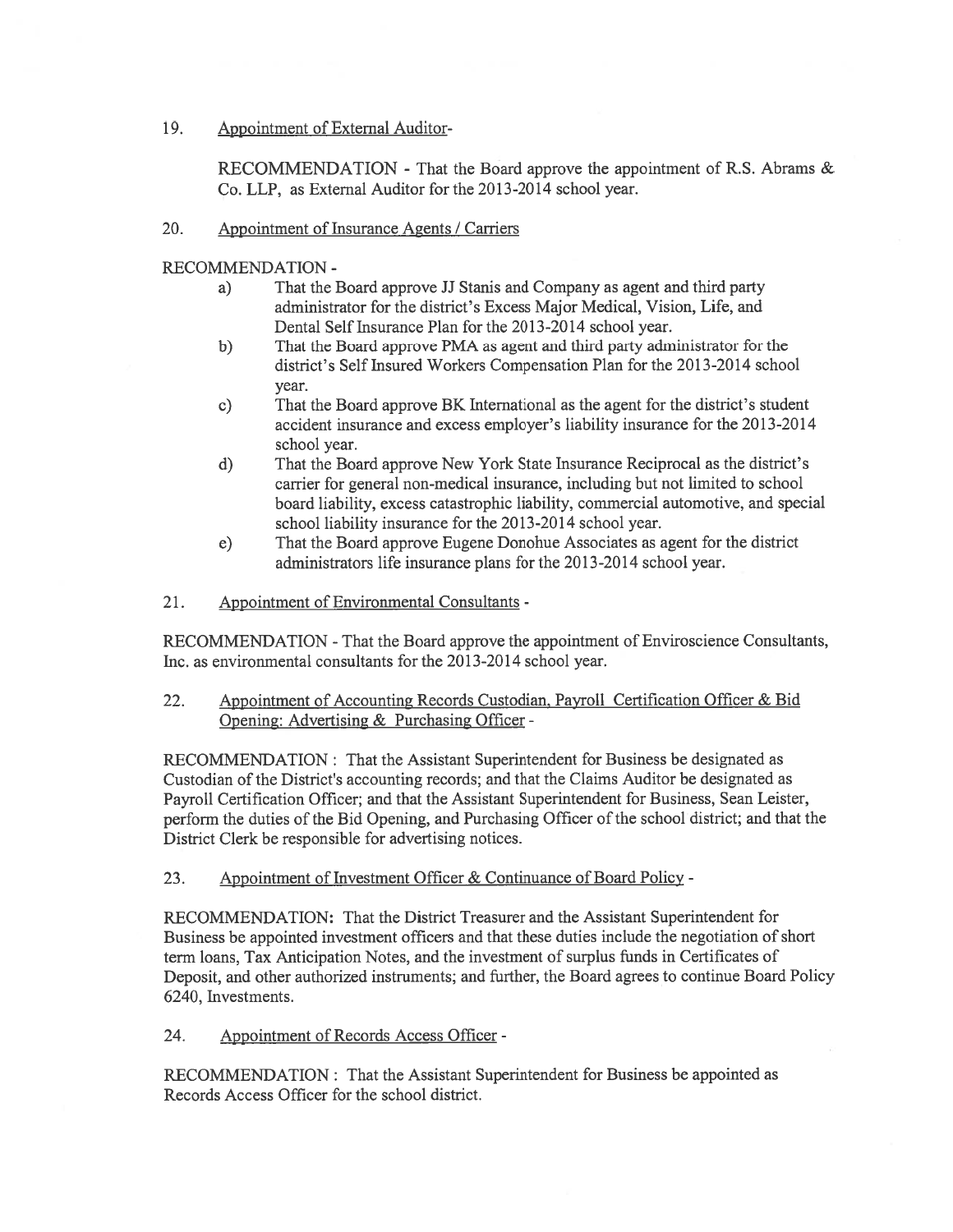19. Appointment of External Auditor-

RECOMMENDATION - That the Board approve the appointment of R.S. Abrams & Co. LLP, as External Auditor for the 2013-2014 school year.

20. Appointment of Insurance Agents / Carriers

RECOMMENDATION -

a) That the Board approve JJ Stanis and Company as agent and third party administrator for the district's Excess Major Medical, Vision, Life, and Dental Self Insurance Plan for the 2013-2014 school year.

b) That the Board approve PMA as agent and third party administrator for the district's Self Insured Workers Compensation Plan for the 2013-2014 school year.

c) That the Board approve BK International as the agent for the district's student accident insurance and excess employer's liability insurance for the 2013-2014 school year.

d) That the Board approve New York State Insurance Reciprocal as the district's carrier for general non-medical insurance, including but not limited to school board liability, excess catastrophic liability, commercial automotive, and special school liability insurance for the 2013-2014 school year.

e) That the Board approve Eugene Donohue Associates as agent for the district administrators life insurance plans for the 2013-2014 school year.

21. Appointment of Environmental Consultants -

RECOMMENDATION - That the Board approve the appointment of Enviroscience Consultants, Inc. as environmental consultants for the 2013-2014 school year.

22. Appointment of Accounting Records Custodian, Payroll Certification Officer & Bid Opening: Advertising & Purchasing Officer -

RECOMMENDATION : That the Assistant Superintendent for Business be designated as Custodian of the District's accounting records; and that the Claims Auditor be designated as Payroll Certification Officer; and that the Assistant Superintendent for Business, Sean Leister, perform the duties of the Bid Opening, and Purchasing Officer of the school district; and that the District Clerk be responsible for advertising notices.

23. Appointment of Investment Officer & Continuance of Board Policy -

RECOMMENDATION: That the District Treasurer and the Assistant Superintendent for Business be appointed investment officers and that these duties include the negotiation of short term loans, Tax Anticipation Notes, and the investment of surplus funds in Certificates of Deposit, and other authorized instruments; and further, the Board agrees to continue Board Policy 6240, Investments.

24. Appointment of Records Access Officer -

RECOMMENDATION : That the Assistant Superintendent for Business be appointed as Records Access Officer for the school district.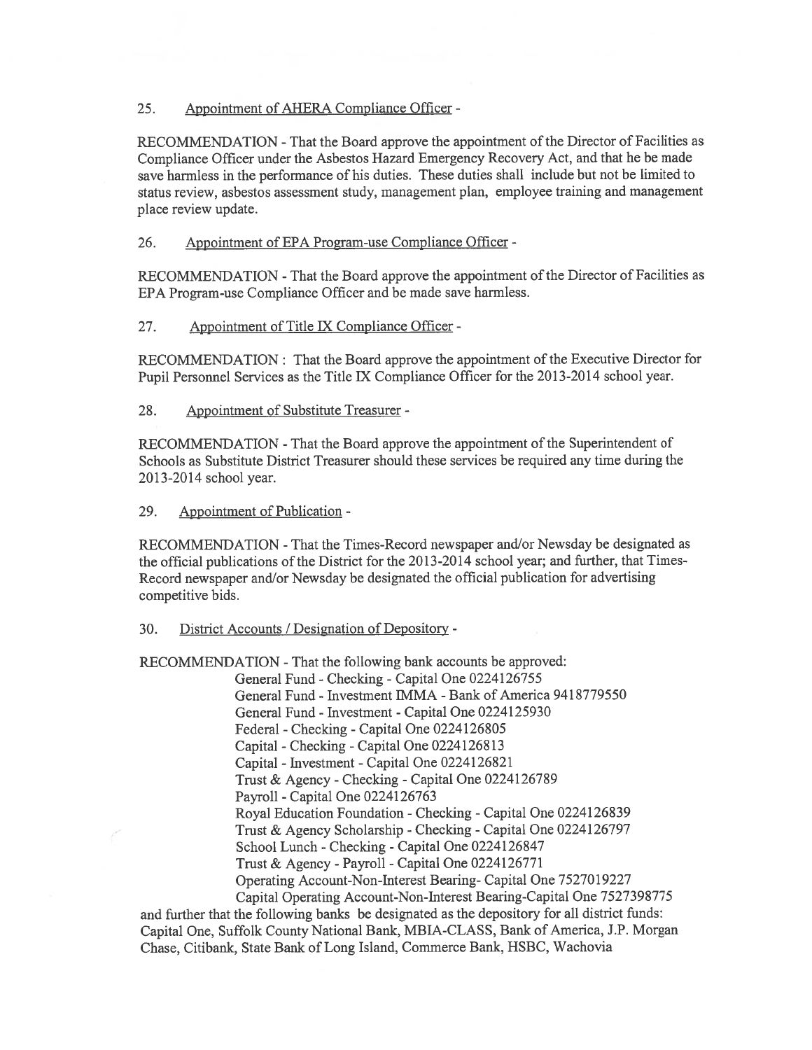25. Appointment of AHERA Compliance Officer -

RECOMMENDATION - That the Board approve the appointment of the Director of Facilities as Compliance Officer under the Asbestos Hazard Emergency Recovery Act, and that he be made save harmless in the performance of his duties. These duties shall include but not be limited to status review, asbestos assessment study, management plan, employee training and management place review update.

26. Appointment of EPA Program-use Compliance Officer -

RECOMMENDATION - That the Board approve the appointment of the Director of Facilities as EPA Program-use Compliance Officer and be made save harmless.

27. Appointment of Title IX Compliance Officer -

RECOMMENDATION : That the Board approve the appointment of the Executive Director for Pupil Personnel Services as the Title IX Compliance Officer for the 2013-2014 school year.

28. Appointment of Substitute Treasurer -

RECOMMENDATION - That the Board approve the appointment of the Superintendent of Schools as Substitute District Treasurer should these services be required any time during the 2013-2014 school year.

29. Appointment of Publication -

RECOMMENDATION - That the Times-Record newspaper and/or Newsday be designated as the official publications of the District for the 2013-2014 school year; and further, that Times-Record newspaper and/or Newsday be designated the official publication for advertising competitive bids.

30. District Accounts / Designation of Depository -

RECOMMENDATION - That the following bank accounts be approved:

General Fund - Checking - Capital One 0224126755
General Fund - Investment IMMA - Bank of America 9418779550
General Fund - Investment - Capital One 0224125930
Federal - Checking - Capital One 0224126805
Capital - Checking - Capital One 0224126813
Capital - Investment - Capital One 0224126821
Trust & Agency - Checking - Capital One 0224126789
Payroll - Capital One 0224126763
Royal Education Foundation - Checking - Capital One 0224126839
Trust & Agency Scholarship - Checking - Capital One 0224126797
School Lunch - Checking - Capital One 0224126847
Trust & Agency - Payroll - Capital One 0224126771
Operating Account-Non-Interest Bearing- Capital One 7527019227
Capital Operating Account-Non-Interest Bearing-Capital One 7527398775

and further that the following banks be designated as the depository for all district funds: Capital One, Suffolk County National Bank, MBIA-CLASS, Bank of America, J.P. Morgan Chase, Citibank, State Bank of Long Island, Commerce Bank, HSBC, Wachovia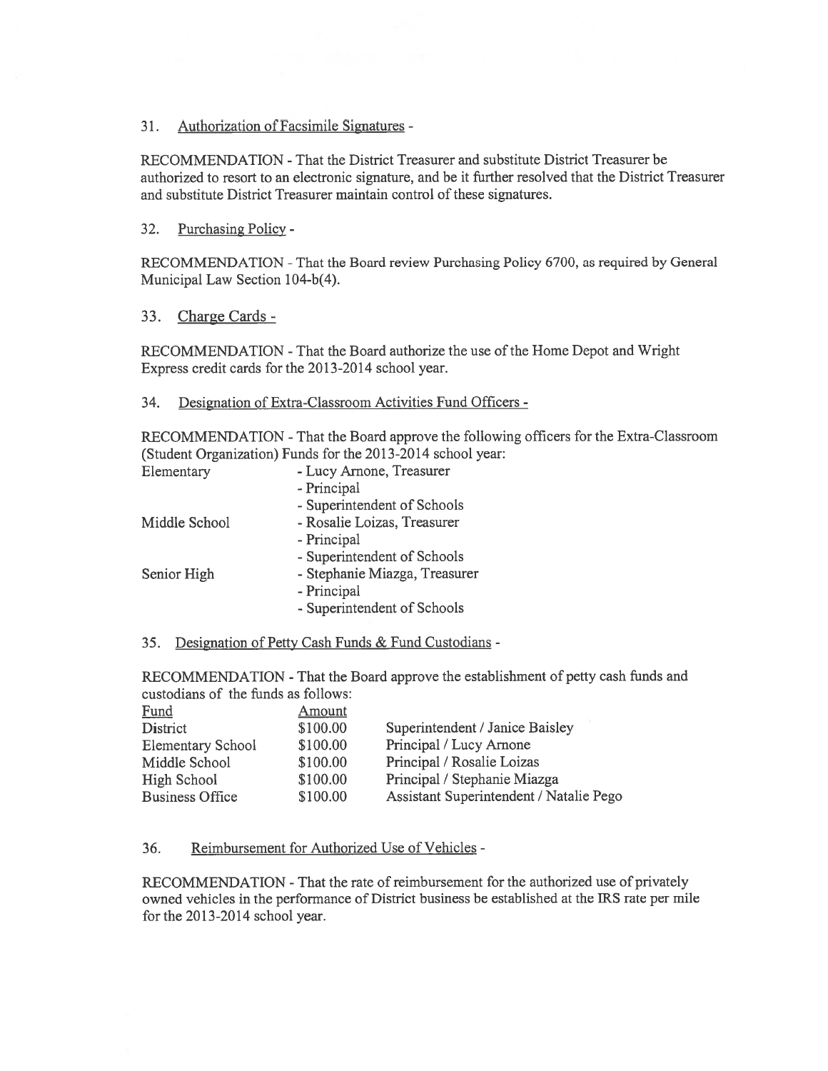31. Authorization of Facsimile Signatures -

RECOMMENDATION - That the District Treasurer and substitute District Treasurer be authorized to resort to an electronic signature, and be it further resolved that the District Treasurer and substitute District Treasurer maintain control of these signatures.

32. Purchasing Policy -

RECOMMENDATION - That the Board review Purchasing Policy 6700, as required by General Municipal Law Section 104-b(4).

33. Charge Cards -

RECOMMENDATION - That the Board authorize the use of the Home Depot and Wright Express credit cards for the 2013-2014 school year.

34. Designation of Extra-Classroom Activities Fund Officers -

RECOMMENDATION - That the Board approve the following officers for the Extra-Classroom (Student Organization) Funds for the 2013-2014 school year:

| | |
|---|---|
| Elementary | - Lucy Arnone, Treasurer |
| | - Principal |
| | - Superintendent of Schools |
| Middle School | - Rosalie Loizas, Treasurer |
| | - Principal |
| | - Superintendent of Schools |
| Senior High | - Stephanie Miazga, Treasurer |
| | - Principal |
| | - Superintendent of Schools |

35. Designation of Petty Cash Funds & Fund Custodians -

RECOMMENDATION - That the Board approve the establishment of petty cash funds and custodians of the funds as follows:

| Fund | Amount | |
|---|---|---|
| District | \$100.00 | Superintendent / Janice Baisley |
| Elementary School | \$100.00 | Principal / Lucy Arnone |
| Middle School | \$100.00 | Principal / Rosalie Loizas |
| High School | \$100.00 | Principal / Stephanie Miazga |
| Business Office | \$100.00 | Assistant Superintendent / Natalie Pego |

36. Reimbursement for Authorized Use of Vehicles -

RECOMMENDATION - That the rate of reimbursement for the authorized use of privately owned vehicles in the performance of District business be established at the IRS rate per mile for the 2013-2014 school year.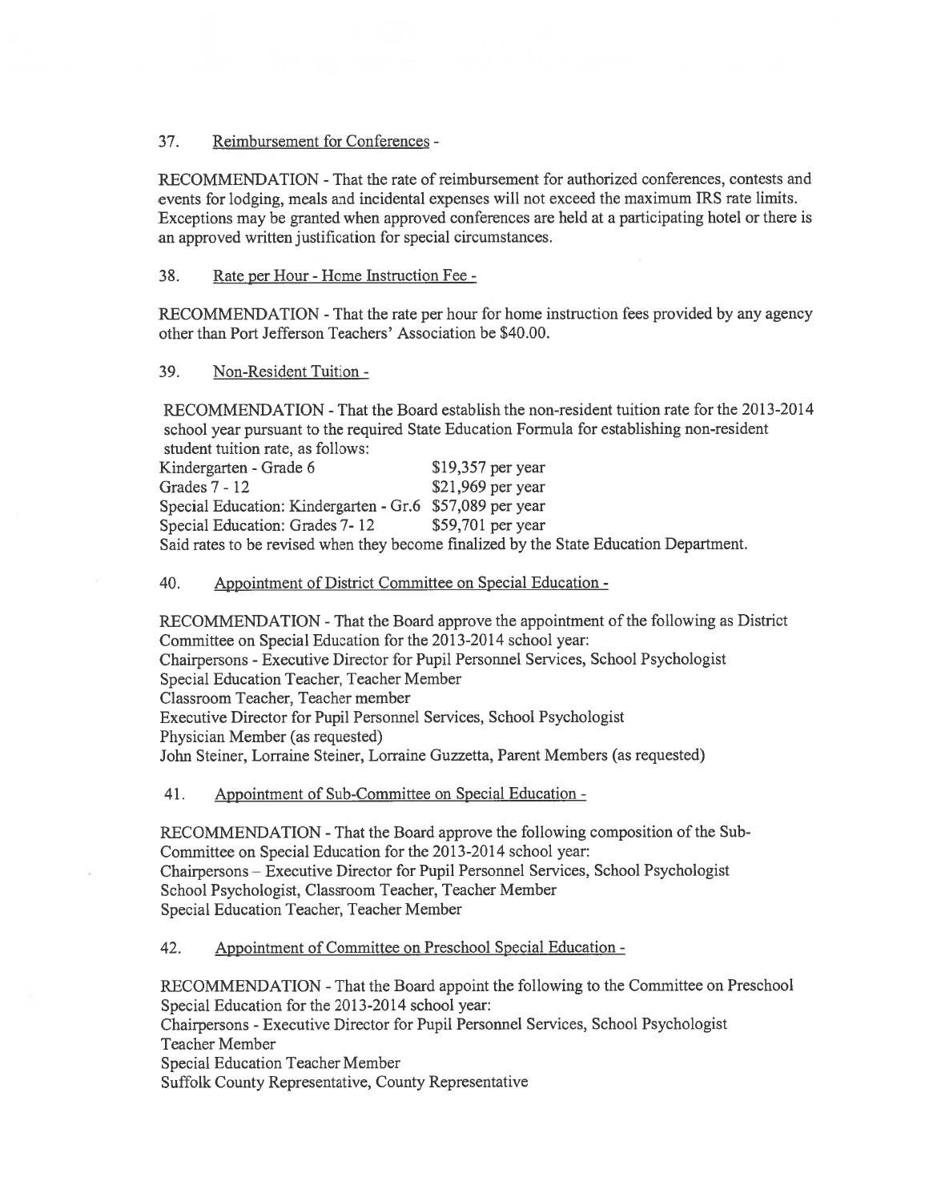37. Reimbursement for Conferences -

RECOMMENDATION - That the rate of reimbursement for authorized conferences, contests and events for lodging, meals and incidental expenses will not exceed the maximum IRS rate limits. Exceptions may be granted when approved conferences are held at a participating hotel or there is an approved written justification for special circumstances.

38. Rate per Hour - Home Instruction Fee -

RECOMMENDATION - That the rate per hour for home instruction fees provided by any agency other than Port Jefferson Teachers' Association be $40.00.

39. Non-Resident Tuition -

RECOMMENDATION - That the Board establish the non-resident tuition rate for the 2013-2014 school year pursuant to the required State Education Formula for establishing non-resident student tuition rate, as follows:

| | |
|---|---|
| Kindergarten - Grade 6 | $19,357 per year |
| Grades 7 - 12 | $21,969 per year |
| Special Education: Kindergarten - Gr.6 | $57,089 per year |
| Special Education: Grades 7- 12 | $59,701 per year |

Said rates to be revised when they become finalized by the State Education Department.

40. Appointment of District Committee on Special Education -

RECOMMENDATION - That the Board approve the appointment of the following as District Committee on Special Education for the 2013-2014 school year:
Chairpersons - Executive Director for Pupil Personnel Services, School Psychologist
Special Education Teacher, Teacher Member
Classroom Teacher, Teacher member
Executive Director for Pupil Personnel Services, School Psychologist
Physician Member (as requested)
John Steiner, Lorraine Steiner, Lorraine Guzzetta, Parent Members (as requested)

41. Appointment of Sub-Committee on Special Education -

RECOMMENDATION - That the Board approve the following composition of the Sub-Committee on Special Education for the 2013-2014 school year:
Chairpersons – Executive Director for Pupil Personnel Services, School Psychologist
School Psychologist, Classroom Teacher, Teacher Member
Special Education Teacher, Teacher Member

42. Appointment of Committee on Preschool Special Education -

RECOMMENDATION - That the Board appoint the following to the Committee on Preschool Special Education for the 2013-2014 school year:
Chairpersons - Executive Director for Pupil Personnel Services, School Psychologist
Teacher Member
Special Education Teacher Member
Suffolk County Representative, County Representative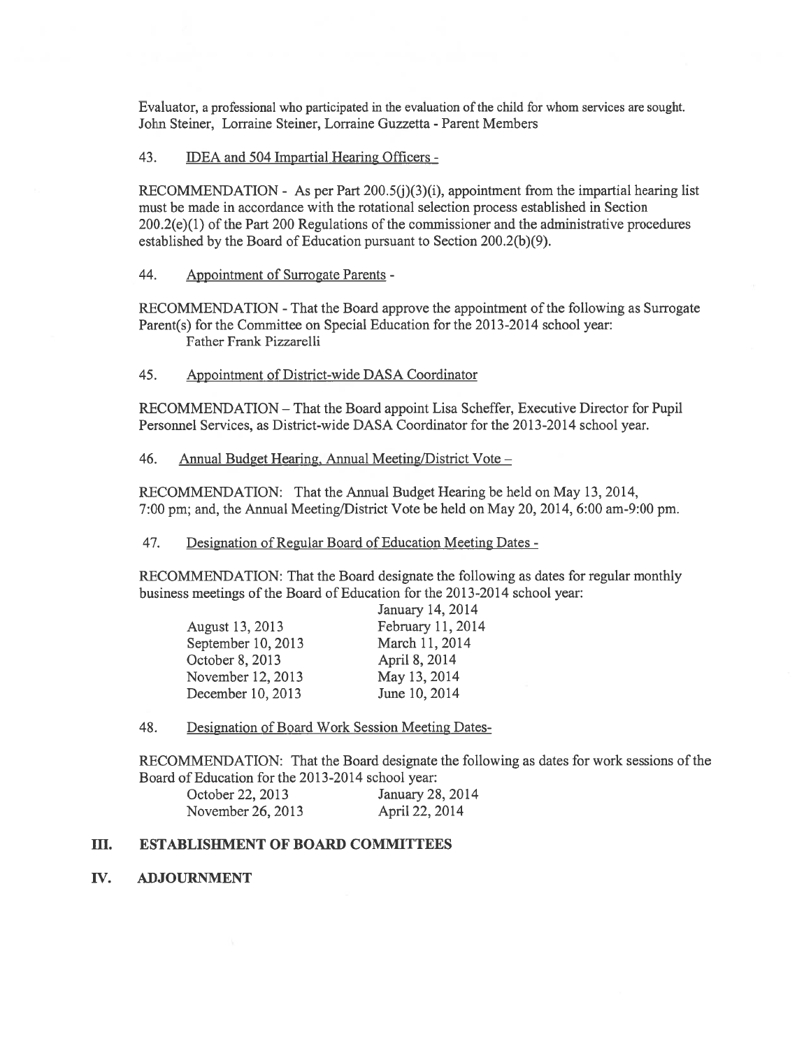Evaluator, a professional who participated in the evaluation of the child for whom services are sought.
John Steiner, Lorraine Steiner, Lorraine Guzzetta - Parent Members

43. IDEA and 504 Impartial Hearing Officers -

RECOMMENDATION - As per Part 200.5(j)(3)(i), appointment from the impartial hearing list must be made in accordance with the rotational selection process established in Section 200.2(e)(1) of the Part 200 Regulations of the commissioner and the administrative procedures established by the Board of Education pursuant to Section 200.2(b)(9).

44. Appointment of Surrogate Parents -

RECOMMENDATION - That the Board approve the appointment of the following as Surrogate Parent(s) for the Committee on Special Education for the 2013-2014 school year:
Father Frank Pizzarelli

45. Appointment of District-wide DASA Coordinator

RECOMMENDATION – That the Board appoint Lisa Scheffer, Executive Director for Pupil Personnel Services, as District-wide DASA Coordinator for the 2013-2014 school year.

46. Annual Budget Hearing, Annual Meeting/District Vote –

RECOMMENDATION: That the Annual Budget Hearing be held on May 13, 2014, 7:00 pm; and, the Annual Meeting/District Vote be held on May 20, 2014, 6:00 am-9:00 pm.

47. Designation of Regular Board of Education Meeting Dates -

RECOMMENDATION: That the Board designate the following as dates for regular monthly business meetings of the Board of Education for the 2013-2014 school year:

| | |
|---|---|
| | January 14, 2014 |
| August 13, 2013 | February 11, 2014 |
| September 10, 2013 | March 11, 2014 |
| October 8, 2013 | April 8, 2014 |
| November 12, 2013 | May 13, 2014 |
| December 10, 2013 | June 10, 2014 |

48. Designation of Board Work Session Meeting Dates-

RECOMMENDATION: That the Board designate the following as dates for work sessions of the Board of Education for the 2013-2014 school year:

| | |
|---|---|
| October 22, 2013 | January 28, 2014 |
| November 26, 2013 | April 22, 2014 |

## III. ESTABLISHMENT OF BOARD COMMITTEES

## IV. ADJOURNMENT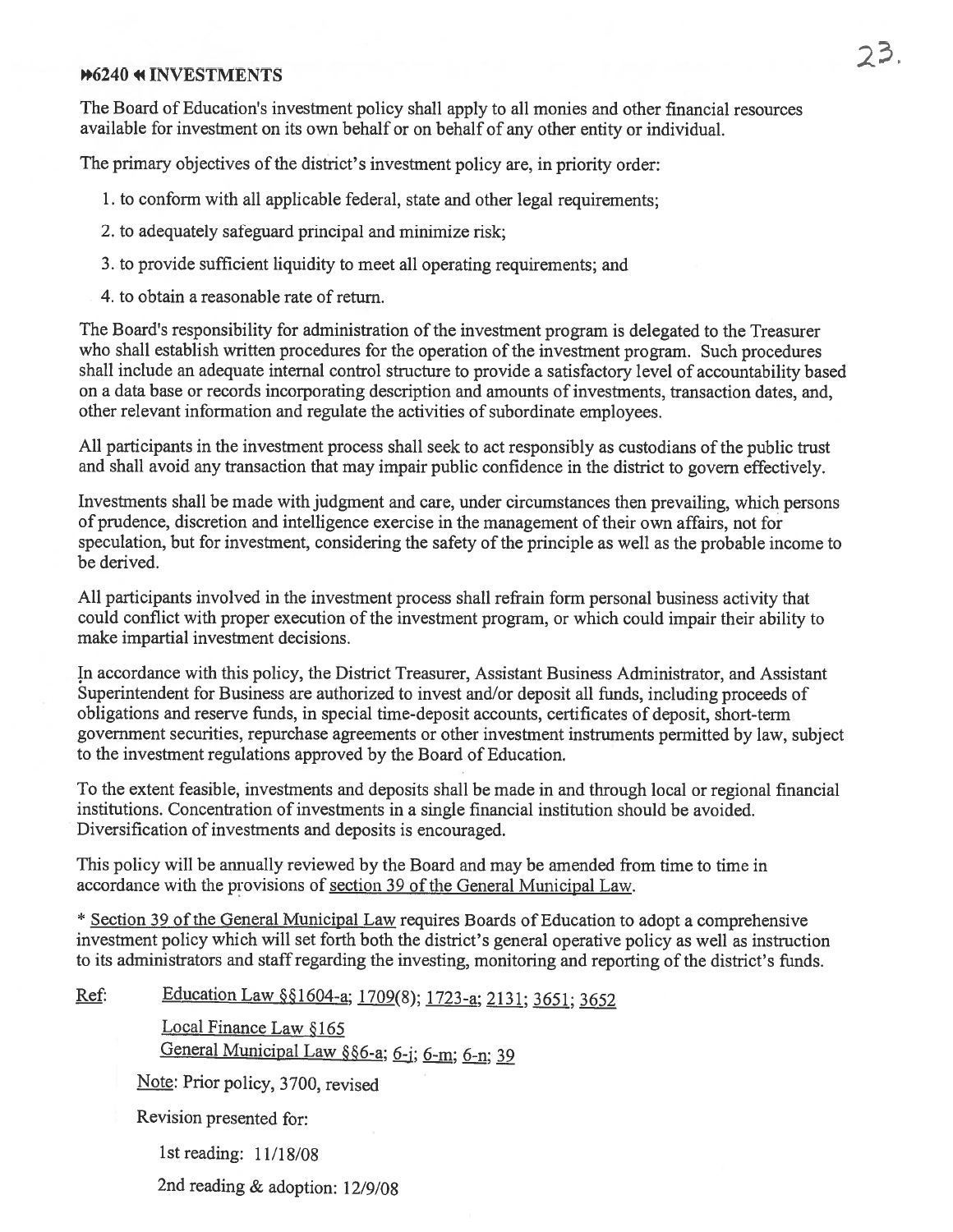## ⏩6240⏪ INVESTMENTS

The Board of Education's investment policy shall apply to all monies and other financial resources available for investment on its own behalf or on behalf of any other entity or individual.

The primary objectives of the district's investment policy are, in priority order:

1. to conform with all applicable federal, state and other legal requirements;
2. to adequately safeguard principal and minimize risk;
3. to provide sufficient liquidity to meet all operating requirements; and
4. to obtain a reasonable rate of return.

The Board's responsibility for administration of the investment program is delegated to the Treasurer who shall establish written procedures for the operation of the investment program. Such procedures shall include an adequate internal control structure to provide a satisfactory level of accountability based on a data base or records incorporating description and amounts of investments, transaction dates, and, other relevant information and regulate the activities of subordinate employees.

All participants in the investment process shall seek to act responsibly as custodians of the public trust and shall avoid any transaction that may impair public confidence in the district to govern effectively.

Investments shall be made with judgment and care, under circumstances then prevailing, which persons of prudence, discretion and intelligence exercise in the management of their own affairs, not for speculation, but for investment, considering the safety of the principle as well as the probable income to be derived.

All participants involved in the investment process shall refrain form personal business activity that could conflict with proper execution of the investment program, or which could impair their ability to make impartial investment decisions.

In accordance with this policy, the District Treasurer, Assistant Business Administrator, and Assistant Superintendent for Business are authorized to invest and/or deposit all funds, including proceeds of obligations and reserve funds, in special time-deposit accounts, certificates of deposit, short-term government securities, repurchase agreements or other investment instruments permitted by law, subject to the investment regulations approved by the Board of Education.

To the extent feasible, investments and deposits shall be made in and through local or regional financial institutions. Concentration of investments in a single financial institution should be avoided. Diversification of investments and deposits is encouraged.

This policy will be annually reviewed by the Board and may be amended from time to time in accordance with the provisions of section 39 of the General Municipal Law.

* Section 39 of the General Municipal Law requires Boards of Education to adopt a comprehensive investment policy which will set forth both the district's general operative policy as well as instruction to its administrators and staff regarding the investing, monitoring and reporting of the district's funds.

Ref: Education Law §§1604-a; 1709(8); 1723-a; 2131; 3651; 3652

Local Finance Law §165

General Municipal Law §§6-a; 6-j; 6-m; 6-n; 39

Note: Prior policy, 3700, revised

Revision presented for:

1st reading: 11/18/08

2nd reading & adoption: 12/9/08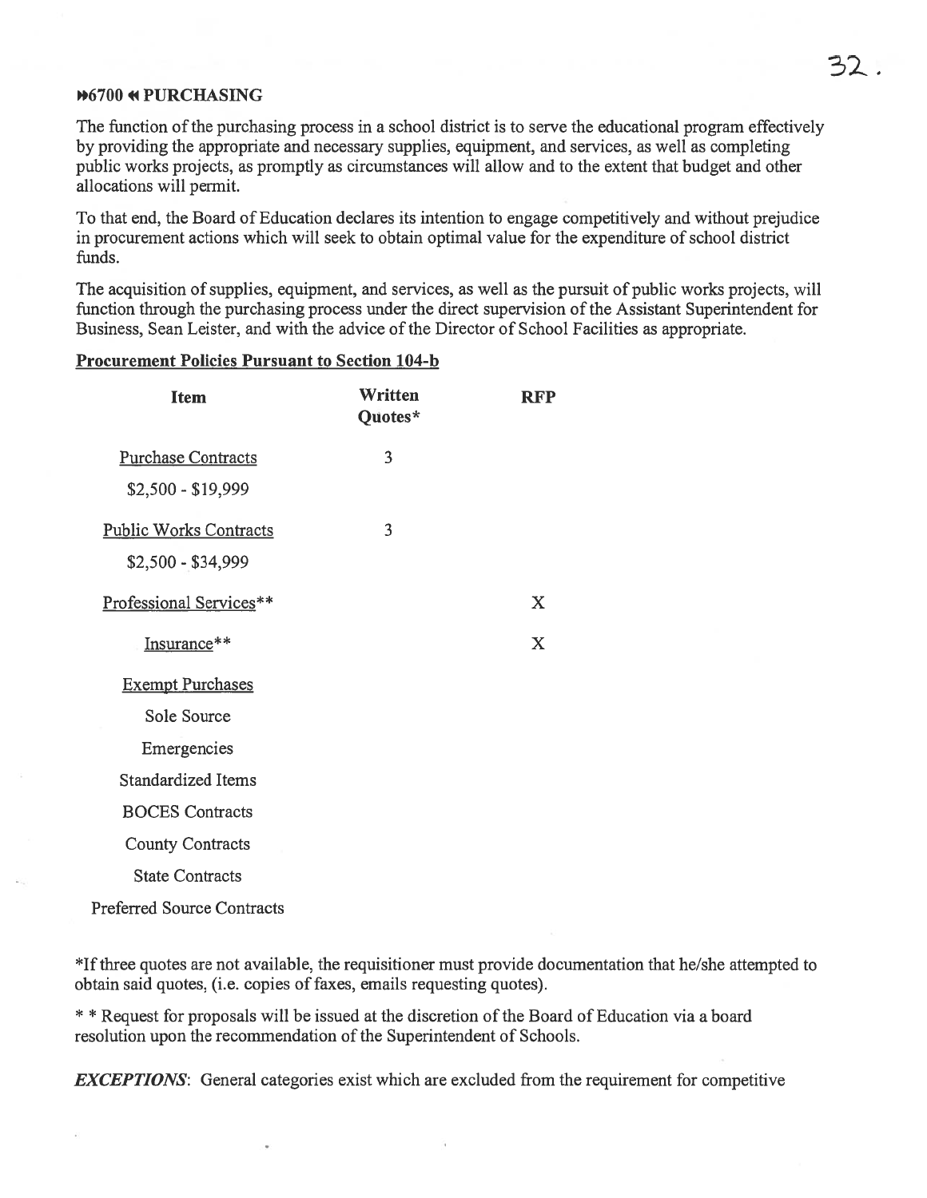## ⏭6700 ⏮ PURCHASING

The function of the purchasing process in a school district is to serve the educational program effectively by providing the appropriate and necessary supplies, equipment, and services, as well as completing public works projects, as promptly as circumstances will allow and to the extent that budget and other allocations will permit.

To that end, the Board of Education declares its intention to engage competitively and without prejudice in procurement actions which will seek to obtain optimal value for the expenditure of school district funds.

The acquisition of supplies, equipment, and services, as well as the pursuit of public works projects, will function through the purchasing process under the direct supervision of the Assistant Superintendent for Business, Sean Leister, and with the advice of the Director of School Facilities as appropriate.

**Procurement Policies Pursuant to Section 104-b**

| Item | Written Quotes* | RFP |
|---|---|---|
| Purchase Contracts<br>$2,500 - $19,999 | 3 | |
| Public Works Contracts<br>$2,500 - $34,999 | 3 | |
| Professional Services** | | X |
| Insurance** | | X |
| Exempt Purchases | | |
| Sole Source | | |
| Emergencies | | |
| Standardized Items | | |
| BOCES Contracts | | |
| County Contracts | | |
| State Contracts | | |
| Preferred Source Contracts | | |

*If three quotes are not available, the requisitioner must provide documentation that he/she attempted to obtain said quotes, (i.e. copies of faxes, emails requesting quotes).

* * Request for proposals will be issued at the discretion of the Board of Education via a board resolution upon the recommendation of the Superintendent of Schools.

***EXCEPTIONS***: General categories exist which are excluded from the requirement for competitive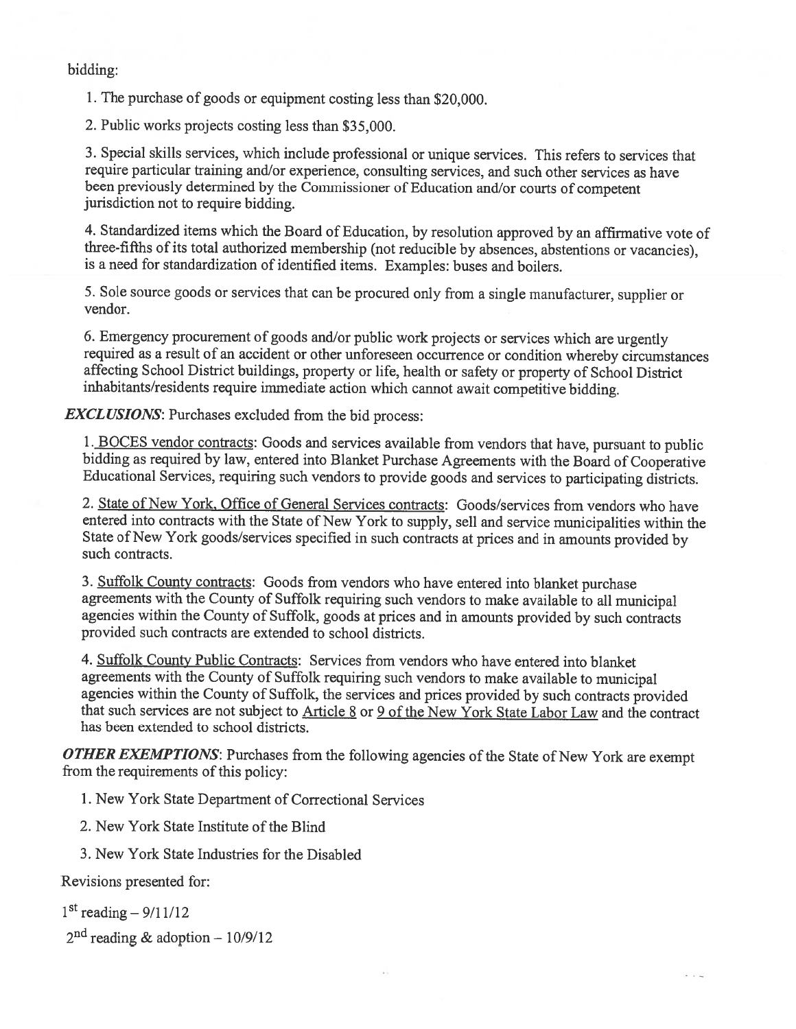bidding:

1. The purchase of goods or equipment costing less than $20,000.

2. Public works projects costing less than $35,000.

3. Special skills services, which include professional or unique services. This refers to services that require particular training and/or experience, consulting services, and such other services as have been previously determined by the Commissioner of Education and/or courts of competent jurisdiction not to require bidding.

4. Standardized items which the Board of Education, by resolution approved by an affirmative vote of three-fifths of its total authorized membership (not reducible by absences, abstentions or vacancies), is a need for standardization of identified items. Examples: buses and boilers.

5. Sole source goods or services that can be procured only from a single manufacturer, supplier or vendor.

6. Emergency procurement of goods and/or public work projects or services which are urgently required as a result of an accident or other unforeseen occurrence or condition whereby circumstances affecting School District buildings, property or life, health or safety or property of School District inhabitants/residents require immediate action which cannot await competitive bidding.

***EXCLUSIONS***: Purchases excluded from the bid process:

1. BOCES vendor contracts: Goods and services available from vendors that have, pursuant to public bidding as required by law, entered into Blanket Purchase Agreements with the Board of Cooperative Educational Services, requiring such vendors to provide goods and services to participating districts.

2. State of New York, Office of General Services contracts: Goods/services from vendors who have entered into contracts with the State of New York to supply, sell and service municipalities within the State of New York goods/services specified in such contracts at prices and in amounts provided by such contracts.

3. Suffolk County contracts: Goods from vendors who have entered into blanket purchase agreements with the County of Suffolk requiring such vendors to make available to all municipal agencies within the County of Suffolk, goods at prices and in amounts provided by such contracts provided such contracts are extended to school districts.

4. Suffolk County Public Contracts: Services from vendors who have entered into blanket agreements with the County of Suffolk requiring such vendors to make available to municipal agencies within the County of Suffolk, the services and prices provided by such contracts provided that such services are not subject to Article 8 or 9 of the New York State Labor Law and the contract has been extended to school districts.

***OTHER EXEMPTIONS***: Purchases from the following agencies of the State of New York are exempt from the requirements of this policy:

1. New York State Department of Correctional Services

2. New York State Institute of the Blind

3. New York State Industries for the Disabled

Revisions presented for:

1st reading – 9/11/12

2nd reading & adoption – 10/9/12